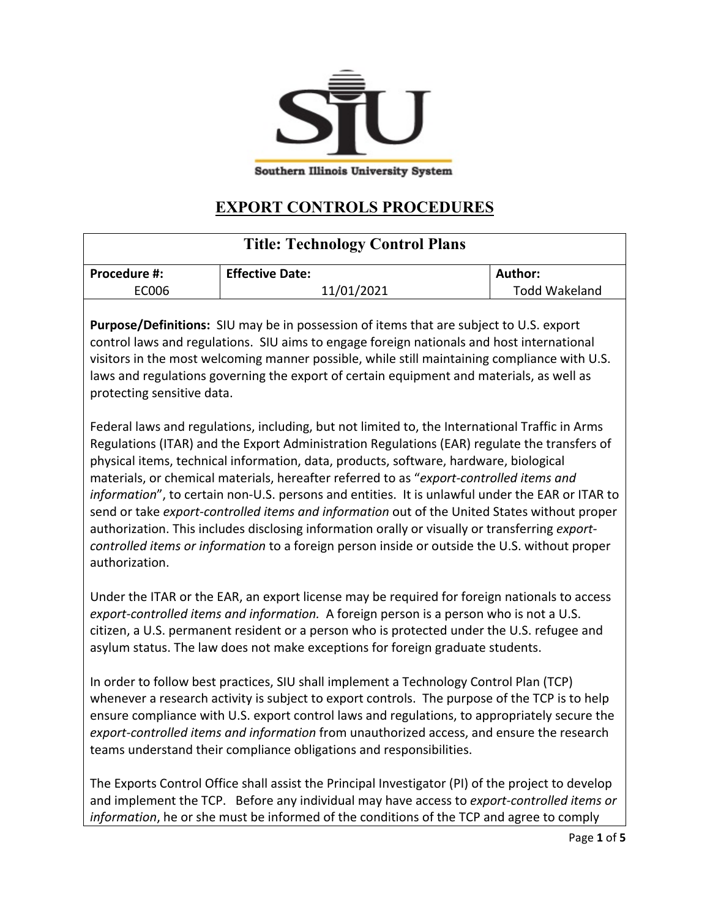Southern Illinois University System

# EXPORT CONTROLS PROCEDURES

| Title: Technology Control Plans | | |
|---|---|---|
| **Procedure #:** EC006 | **Effective Date:** 11/01/2021 | **Author:** Todd Wakeland |

**Purpose/Definitions:** SIU may be in possession of items that are subject to U.S. export control laws and regulations. SIU aims to engage foreign nationals and host international visitors in the most welcoming manner possible, while still maintaining compliance with U.S. laws and regulations governing the export of certain equipment and materials, as well as protecting sensitive data.

Federal laws and regulations, including, but not limited to, the International Traffic in Arms Regulations (ITAR) and the Export Administration Regulations (EAR) regulate the transfers of physical items, technical information, data, products, software, hardware, biological materials, or chemical materials, hereafter referred to as "*export-controlled items and information*", to certain non-U.S. persons and entities. It is unlawful under the EAR or ITAR to send or take *export-controlled items and information* out of the United States without proper authorization. This includes disclosing information orally or visually or transferring *export-controlled items or information* to a foreign person inside or outside the U.S. without proper authorization.

Under the ITAR or the EAR, an export license may be required for foreign nationals to access *export-controlled items and information.* A foreign person is a person who is not a U.S. citizen, a U.S. permanent resident or a person who is protected under the U.S. refugee and asylum status. The law does not make exceptions for foreign graduate students.

In order to follow best practices, SIU shall implement a Technology Control Plan (TCP) whenever a research activity is subject to export controls. The purpose of the TCP is to help ensure compliance with U.S. export control laws and regulations, to appropriately secure the *export-controlled items and information* from unauthorized access, and ensure the research teams understand their compliance obligations and responsibilities.

The Exports Control Office shall assist the Principal Investigator (PI) of the project to develop and implement the TCP. Before any individual may have access to *export-controlled items or information*, he or she must be informed of the conditions of the TCP and agree to comply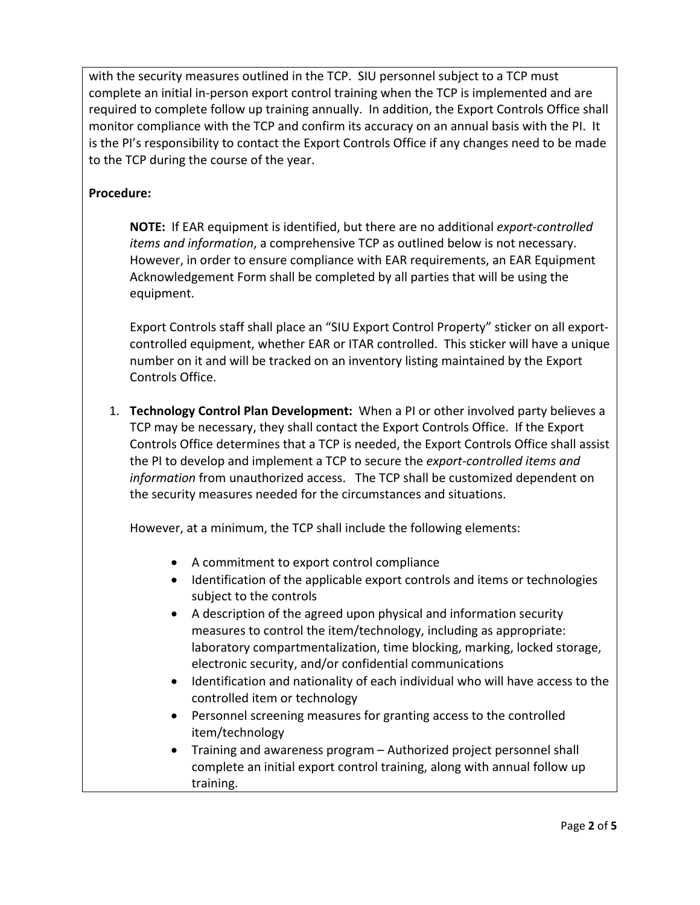with the security measures outlined in the TCP. SIU personnel subject to a TCP must complete an initial in-person export control training when the TCP is implemented and are required to complete follow up training annually. In addition, the Export Controls Office shall monitor compliance with the TCP and confirm its accuracy on an annual basis with the PI. It is the PI's responsibility to contact the Export Controls Office if any changes need to be made to the TCP during the course of the year.

**Procedure:**

**NOTE:** If EAR equipment is identified, but there are no additional *export-controlled items and information*, a comprehensive TCP as outlined below is not necessary. However, in order to ensure compliance with EAR requirements, an EAR Equipment Acknowledgement Form shall be completed by all parties that will be using the equipment.

Export Controls staff shall place an "SIU Export Control Property" sticker on all export-controlled equipment, whether EAR or ITAR controlled. This sticker will have a unique number on it and will be tracked on an inventory listing maintained by the Export Controls Office.

1. **Technology Control Plan Development:** When a PI or other involved party believes a TCP may be necessary, they shall contact the Export Controls Office. If the Export Controls Office determines that a TCP is needed, the Export Controls Office shall assist the PI to develop and implement a TCP to secure the *export-controlled items and information* from unauthorized access. The TCP shall be customized dependent on the security measures needed for the circumstances and situations.

   However, at a minimum, the TCP shall include the following elements:

   - A commitment to export control compliance
   - Identification of the applicable export controls and items or technologies subject to the controls
   - A description of the agreed upon physical and information security measures to control the item/technology, including as appropriate: laboratory compartmentalization, time blocking, marking, locked storage, electronic security, and/or confidential communications
   - Identification and nationality of each individual who will have access to the controlled item or technology
   - Personnel screening measures for granting access to the controlled item/technology
   - Training and awareness program – Authorized project personnel shall complete an initial export control training, along with annual follow up training.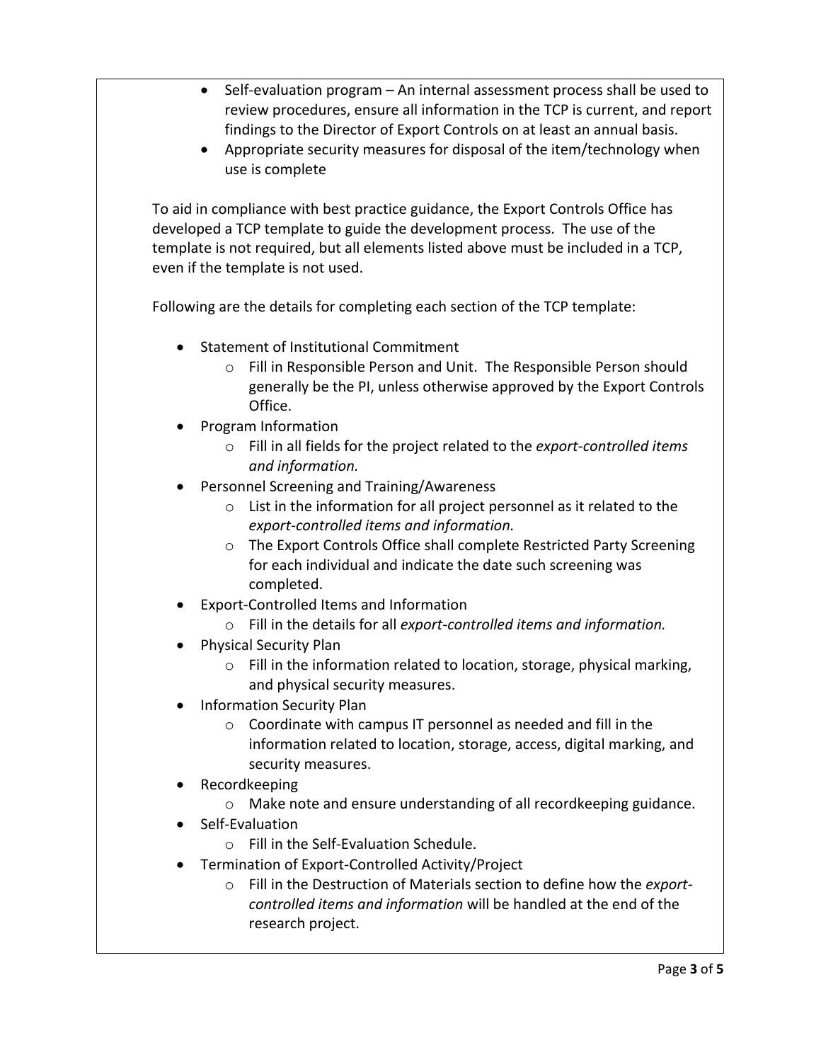- Self-evaluation program – An internal assessment process shall be used to review procedures, ensure all information in the TCP is current, and report findings to the Director of Export Controls on at least an annual basis.
- Appropriate security measures for disposal of the item/technology when use is complete

To aid in compliance with best practice guidance, the Export Controls Office has developed a TCP template to guide the development process. The use of the template is not required, but all elements listed above must be included in a TCP, even if the template is not used.

Following are the details for completing each section of the TCP template:

- Statement of Institutional Commitment
    - Fill in Responsible Person and Unit. The Responsible Person should generally be the PI, unless otherwise approved by the Export Controls Office.
- Program Information
    - Fill in all fields for the project related to the *export-controlled items and information.*
- Personnel Screening and Training/Awareness
    - List in the information for all project personnel as it related to the *export-controlled items and information.*
    - The Export Controls Office shall complete Restricted Party Screening for each individual and indicate the date such screening was completed.
- Export-Controlled Items and Information
    - Fill in the details for all *export-controlled items and information.*
- Physical Security Plan
    - Fill in the information related to location, storage, physical marking, and physical security measures.
- Information Security Plan
    - Coordinate with campus IT personnel as needed and fill in the information related to location, storage, access, digital marking, and security measures.
- Recordkeeping
    - Make note and ensure understanding of all recordkeeping guidance.
- Self-Evaluation
    - Fill in the Self-Evaluation Schedule.
- Termination of Export-Controlled Activity/Project
    - Fill in the Destruction of Materials section to define how the *export-controlled items and information* will be handled at the end of the research project.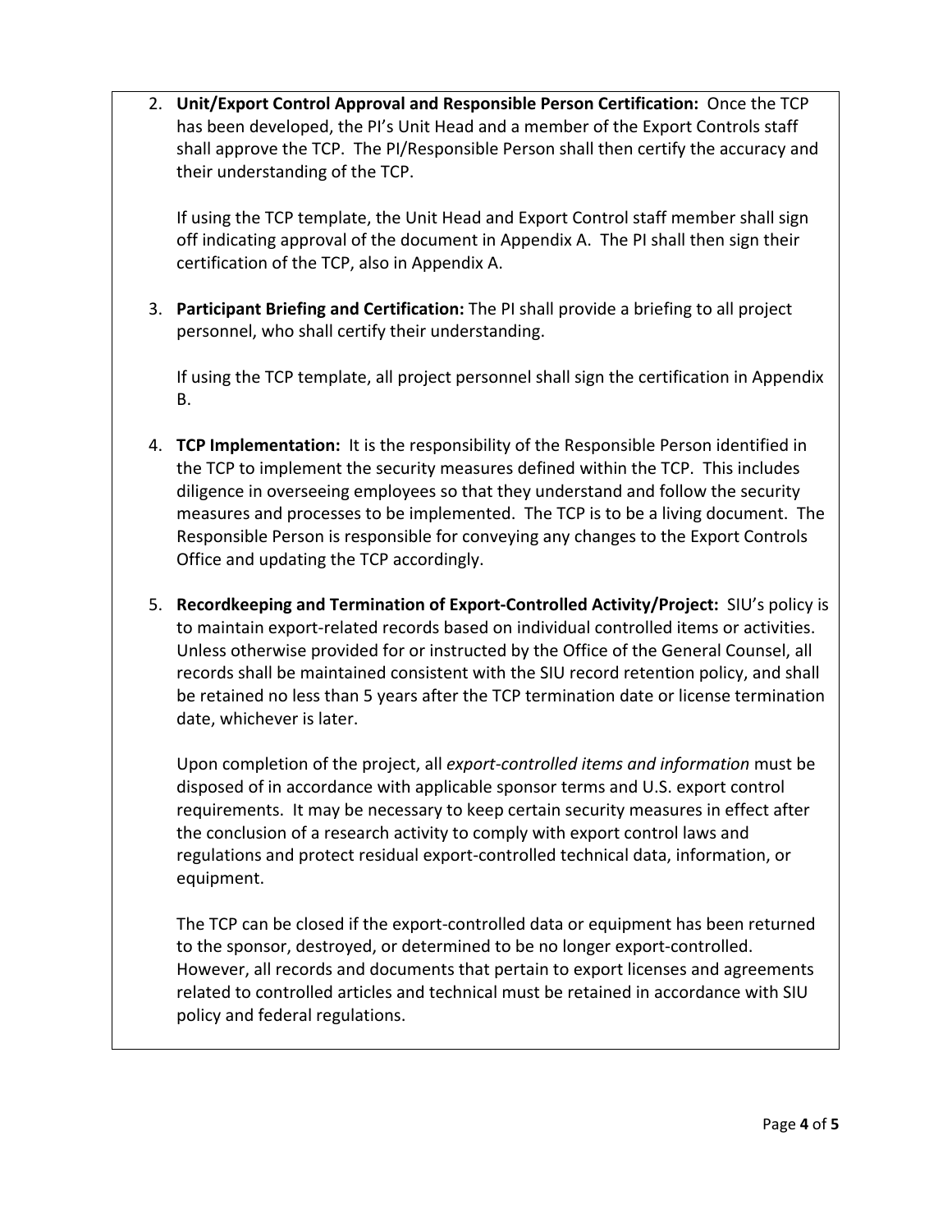2. **Unit/Export Control Approval and Responsible Person Certification:** Once the TCP has been developed, the PI's Unit Head and a member of the Export Controls staff shall approve the TCP. The PI/Responsible Person shall then certify the accuracy and their understanding of the TCP.

   If using the TCP template, the Unit Head and Export Control staff member shall sign off indicating approval of the document in Appendix A. The PI shall then sign their certification of the TCP, also in Appendix A.

3. **Participant Briefing and Certification:** The PI shall provide a briefing to all project personnel, who shall certify their understanding.

   If using the TCP template, all project personnel shall sign the certification in Appendix B.

4. **TCP Implementation:** It is the responsibility of the Responsible Person identified in the TCP to implement the security measures defined within the TCP. This includes diligence in overseeing employees so that they understand and follow the security measures and processes to be implemented. The TCP is to be a living document. The Responsible Person is responsible for conveying any changes to the Export Controls Office and updating the TCP accordingly.

5. **Recordkeeping and Termination of Export-Controlled Activity/Project:** SIU's policy is to maintain export-related records based on individual controlled items or activities. Unless otherwise provided for or instructed by the Office of the General Counsel, all records shall be maintained consistent with the SIU record retention policy, and shall be retained no less than 5 years after the TCP termination date or license termination date, whichever is later.

   Upon completion of the project, all *export-controlled items and information* must be disposed of in accordance with applicable sponsor terms and U.S. export control requirements. It may be necessary to keep certain security measures in effect after the conclusion of a research activity to comply with export control laws and regulations and protect residual export-controlled technical data, information, or equipment.

   The TCP can be closed if the export-controlled data or equipment has been returned to the sponsor, destroyed, or determined to be no longer export-controlled. However, all records and documents that pertain to export licenses and agreements related to controlled articles and technical must be retained in accordance with SIU policy and federal regulations.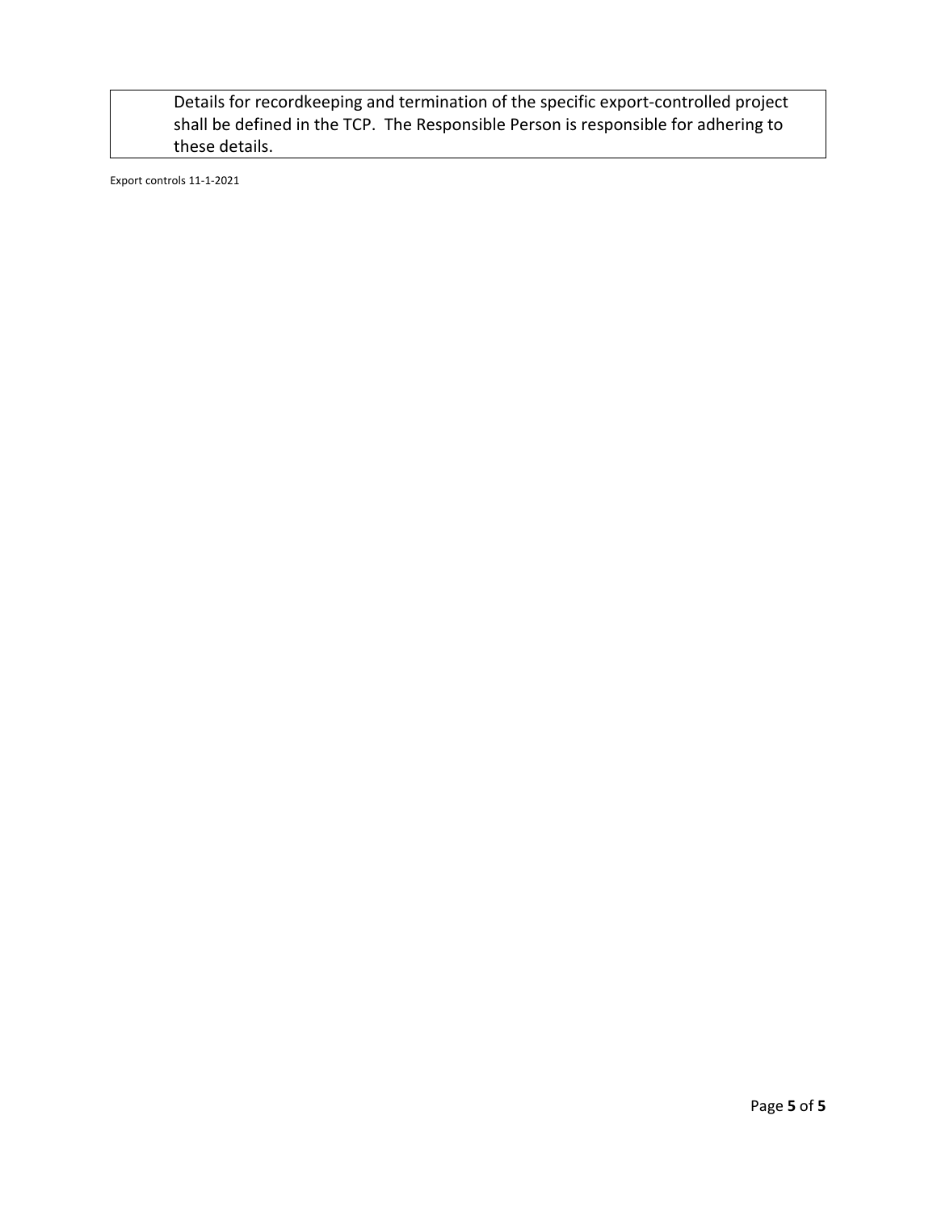Details for recordkeeping and termination of the specific export-controlled project shall be defined in the TCP. The Responsible Person is responsible for adhering to these details.

Export controls 11-1-2021